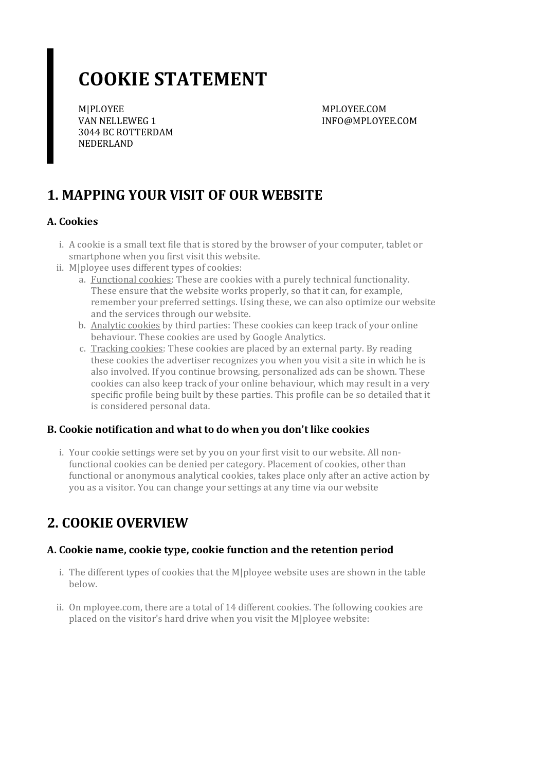# COOKIE STATEMENT

M|PLOYEE
VAN NELLEWEG 1
3044 BC ROTTERDAM
NEDERLAND

MPLOYEE.COM
INFO@MPLOYEE.COM

## 1. MAPPING YOUR VISIT OF OUR WEBSITE

### A. Cookies

i. A cookie is a small text file that is stored by the browser of your computer, tablet or smartphone when you first visit this website.

ii. M|ployee uses different types of cookies:

   a. Functional cookies: These are cookies with a purely technical functionality. These ensure that the website works properly, so that it can, for example, remember your preferred settings. Using these, we can also optimize our website and the services through our website.

   b. Analytic cookies by third parties: These cookies can keep track of your online behaviour. These cookies are used by Google Analytics.

   c. Tracking cookies: These cookies are placed by an external party. By reading these cookies the advertiser recognizes you when you visit a site in which he is also involved. If you continue browsing, personalized ads can be shown. These cookies can also keep track of your online behaviour, which may result in a very specific profile being built by these parties. This profile can be so detailed that it is considered personal data.

### B. Cookie notification and what to do when you don't like cookies

i. Your cookie settings were set by you on your first visit to our website. All non-functional cookies can be denied per category. Placement of cookies, other than functional or anonymous analytical cookies, takes place only after an active action by you as a visitor. You can change your settings at any time via our website

## 2. COOKIE OVERVIEW

### A. Cookie name, cookie type, cookie function and the retention period

i. The different types of cookies that the M|ployee website uses are shown in the table below.

ii. On mployee.com, there are a total of 14 different cookies. The following cookies are placed on the visitor's hard drive when you visit the M|ployee website: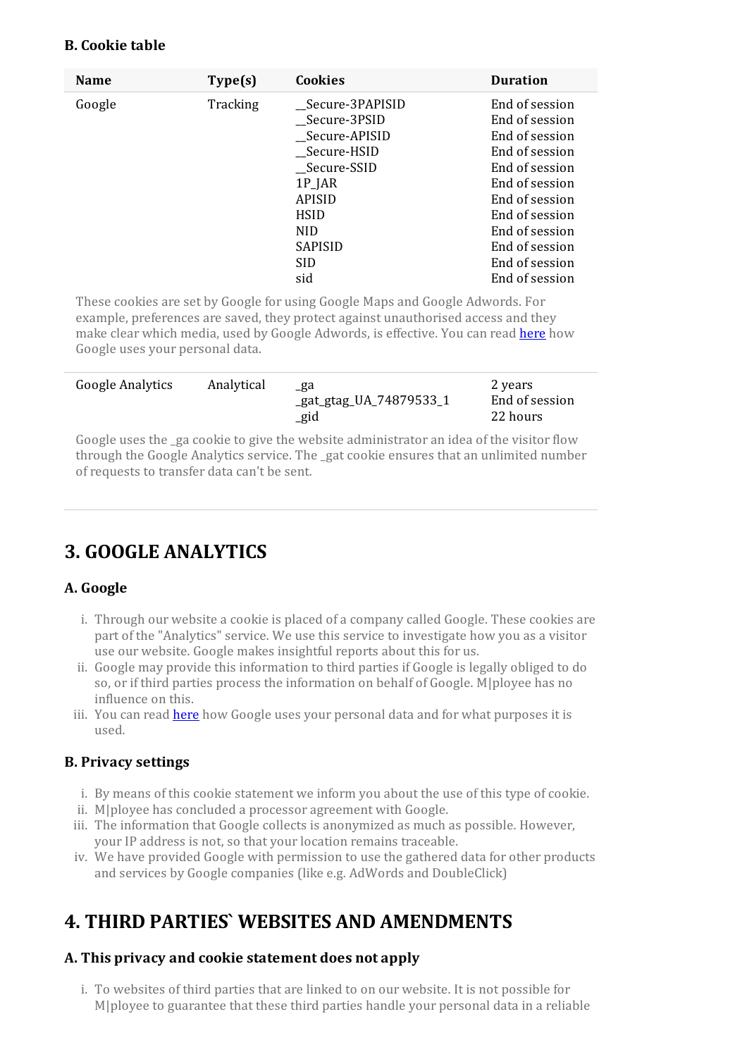### B. Cookie table

| Name | Type(s) | Cookies | Duration |
|---|---|---|---|
| Google | Tracking | __Secure-3PAPISID<br>__Secure-3PSID<br>__Secure-APISID<br>__Secure-HSID<br>__Secure-SSID<br>1P_JAR<br>APISID<br>HSID<br>NID<br>SAPISID<br>SID<br>sid | End of session<br>End of session<br>End of session<br>End of session<br>End of session<br>End of session<br>End of session<br>End of session<br>End of session<br>End of session<br>End of session<br>End of session |
| These cookies are set by Google for using Google Maps and Google Adwords. For example, preferences are saved, they protect against unauthorised access and they make clear which media, used by Google Adwords, is effective. You can read [here](#) how Google uses your personal data. | | | |
| Google Analytics | Analytical | _ga<br>_gat_gtag_UA_74879533_1<br>_gid | 2 years<br>End of session<br>22 hours |
| Google uses the _ga cookie to give the website administrator an idea of the visitor flow through the Google Analytics service. The _gat cookie ensures that an unlimited number of requests to transfer data can't be sent. | | | |

## 3. GOOGLE ANALYTICS

### A. Google

i. Through our website a cookie is placed of a company called Google. These cookies are part of the "Analytics" service. We use this service to investigate how you as a visitor use our website. Google makes insightful reports about this for us.
ii. Google may provide this information to third parties if Google is legally obliged to do so, or if third parties process the information on behalf of Google. M|ployee has no influence on this.
iii. You can read [here](#) how Google uses your personal data and for what purposes it is used.

### B. Privacy settings

i. By means of this cookie statement we inform you about the use of this type of cookie.
ii. M|ployee has concluded a processor agreement with Google.
iii. The information that Google collects is anonymized as much as possible. However, your IP address is not, so that your location remains traceable.
iv. We have provided Google with permission to use the gathered data for other products and services by Google companies (like e.g. AdWords and DoubleClick)

## 4. THIRD PARTIES` WEBSITES AND AMENDMENTS

### A. This privacy and cookie statement does not apply

i. To websites of third parties that are linked to on our website. It is not possible for M|ployee to guarantee that these third parties handle your personal data in a reliable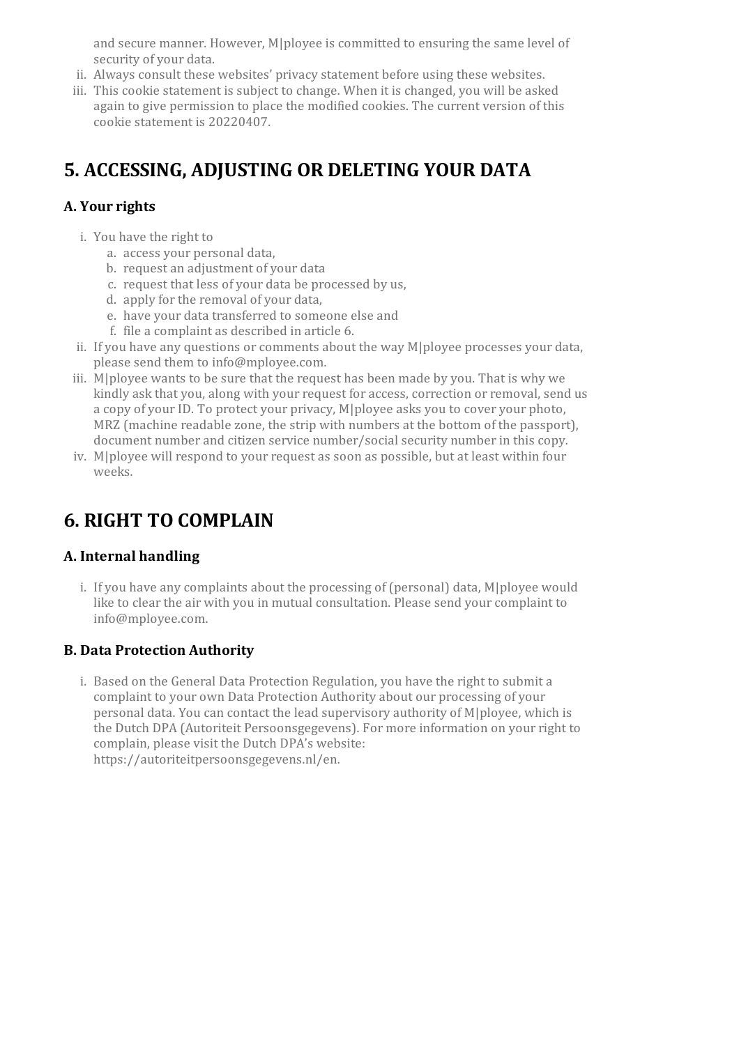and secure manner. However, M|ployee is committed to ensuring the same level of security of your data.

ii. Always consult these websites' privacy statement before using these websites.

iii. This cookie statement is subject to change. When it is changed, you will be asked again to give permission to place the modified cookies. The current version of this cookie statement is 20220407.

## 5. ACCESSING, ADJUSTING OR DELETING YOUR DATA

### A. Your rights

i. You have the right to

   a. access your personal data,
   b. request an adjustment of your data
   c. request that less of your data be processed by us,
   d. apply for the removal of your data,
   e. have your data transferred to someone else and
   f. file a complaint as described in article 6.

ii. If you have any questions or comments about the way M|ployee processes your data, please send them to info@mployee.com.

iii. M|ployee wants to be sure that the request has been made by you. That is why we kindly ask that you, along with your request for access, correction or removal, send us a copy of your ID. To protect your privacy, M|ployee asks you to cover your photo, MRZ (machine readable zone, the strip with numbers at the bottom of the passport), document number and citizen service number/social security number in this copy.

iv. M|ployee will respond to your request as soon as possible, but at least within four weeks.

## 6. RIGHT TO COMPLAIN

### A. Internal handling

i. If you have any complaints about the processing of (personal) data, M|ployee would like to clear the air with you in mutual consultation. Please send your complaint to info@mployee.com.

### B. Data Protection Authority

i. Based on the General Data Protection Regulation, you have the right to submit a complaint to your own Data Protection Authority about our processing of your personal data. You can contact the lead supervisory authority of M|ployee, which is the Dutch DPA (Autoriteit Persoonsgegevens). For more information on your right to complain, please visit the Dutch DPA's website: https://autoriteitpersoonsgegevens.nl/en.